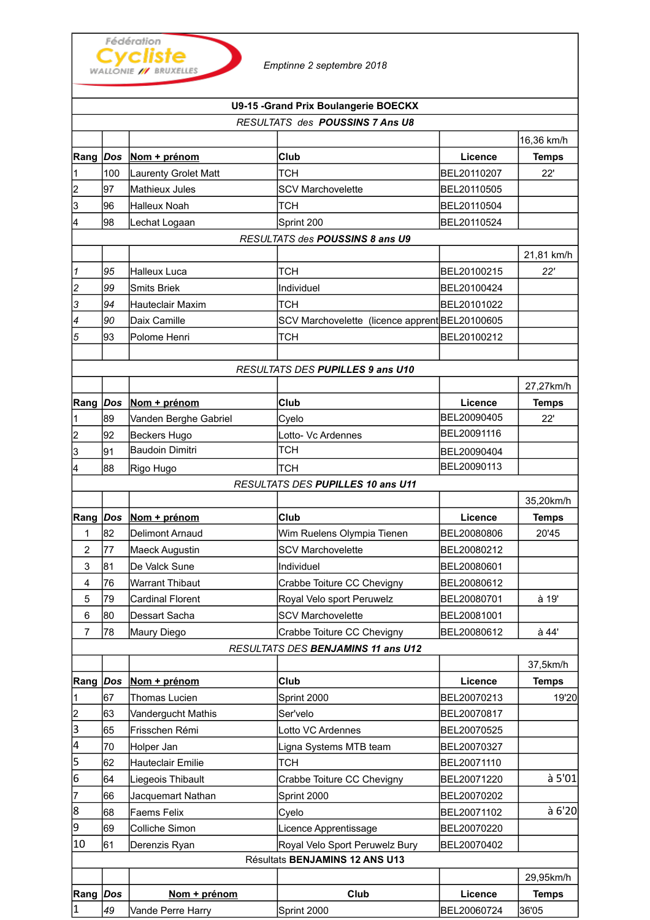Fédération Cycliste WALLONIE BRUXELLES

*Emptinne 2 septembre 2018*

## U9-15 -Grand Prix Boulangerie BOECKX

*RESULTATS des **POUSSINS 7 Ans U8***

| Rang | Dos | Nom + prénom | Club | Licence | Temps |
|---|---|---|---|---|---|
| | | | | | 16,36 km/h |
| 1 | 100 | Laurenty Grolet Matt | TCH | BEL20110207 | 22' |
| 2 | 97 | Mathieux Jules | SCV Marchovelette | BEL20110505 | |
| 3 | 96 | Halleux Noah | TCH | BEL20110504 | |
| 4 | 98 | Lechat Logaan | Sprint 200 | BEL20110524 | |

*RESULTATS des **POUSSINS 8 ans U9***

| Rang | Dos | Nom + prénom | Club | Licence | Temps |
|---|---|---|---|---|---|
| | | | | | 21,81 km/h |
| *1* | *95* | Halleux Luca | TCH | BEL20100215 | *22'* |
| *2* | *99* | Smits Briek | Individuel | BEL20100424 | |
| *3* | *94* | Hauteclair Maxim | TCH | BEL20101022 | |
| *4* | *90* | Daix Camille | SCV Marchovelette (licence apprent | BEL20100605 | |
| *5* | 93 | Polome Henri | TCH | BEL20100212 | |

*RESULTATS DES **PUPILLES 9 ans U10***

| Rang | Dos | Nom + prénom | Club | Licence | Temps |
|---|---|---|---|---|---|
| | | | | | 27,27km/h |
| 1 | 89 | Vanden Berghe Gabriel | Cyelo | BEL20090405 | 22' |
| 2 | 92 | Beckers Hugo | Lotto- Vc Ardennes | BEL20091116 | |
| 3 | 91 | Baudoin Dimitri | TCH | BEL20090404 | |
| 4 | 88 | Rigo Hugo | TCH | BEL20090113 | |

*RESULTATS DES **PUPILLES 10 ans U11***

| Rang | Dos | Nom + prénom | Club | Licence | Temps |
|---|---|---|---|---|---|
| | | | | | 35,20km/h |
| 1 | 82 | Delimont Arnaud | Wim Ruelens Olympia Tienen | BEL20080806 | 20'45 |
| 2 | 77 | Maeck Augustin | SCV Marchovelette | BEL20080212 | |
| 3 | 81 | De Valck Sune | Individuel | BEL20080601 | |
| 4 | 76 | Warrant Thibaut | Crabbe Toiture CC Chevigny | BEL20080612 | |
| 5 | 79 | Cardinal Florent | Royal Velo sport Peruwelz | BEL20080701 | à 19' |
| 6 | 80 | Dessart Sacha | SCV Marchovelette | BEL20081001 | |
| 7 | 78 | Maury Diego | Crabbe Toiture CC Chevigny | BEL20080612 | à 44' |

*RESULTATS DES **BENJAMINS 11 ans U12***

| Rang | Dos | Nom + prénom | Club | Licence | Temps |
|---|---|---|---|---|---|
| | | | | | 37,5km/h |
| 1 | 67 | Thomas Lucien | Sprint 2000 | BEL20070213 | 19'20 |
| 2 | 63 | Vandergucht Mathis | Ser'velo | BEL20070817 | |
| 3 | 65 | Frisschen Rémi | Lotto VC Ardennes | BEL20070525 | |
| 4 | 70 | Holper Jan | Ligna Systems MTB team | BEL20070327 | |
| 5 | 62 | Hauteclair Emilie | TCH | BEL20071110 | |
| 6 | 64 | Liegeois Thibault | Crabbe Toiture CC Chevigny | BEL20071220 | à 5'01 |
| 7 | 66 | Jacquemart Nathan | Sprint 2000 | BEL20070202 | |
| 8 | 68 | Faems Felix | Cyelo | BEL20071102 | à 6'20 |
| 9 | 69 | Colliche Simon | Licence Apprentissage | BEL20070220 | |
| 10 | 61 | Derenzis Ryan | Royal Velo Sport Peruwelz Bury | BEL20070402 | |

Résultats **BENJAMINS 12 ANS U13**

| Rang | Dos | Nom + prénom | Club | Licence | Temps |
|---|---|---|---|---|---|
| | | | | | 29,95km/h |
| 1 | *49* | Vande Perre Harry | Sprint 2000 | BEL20060724 | 36'05 |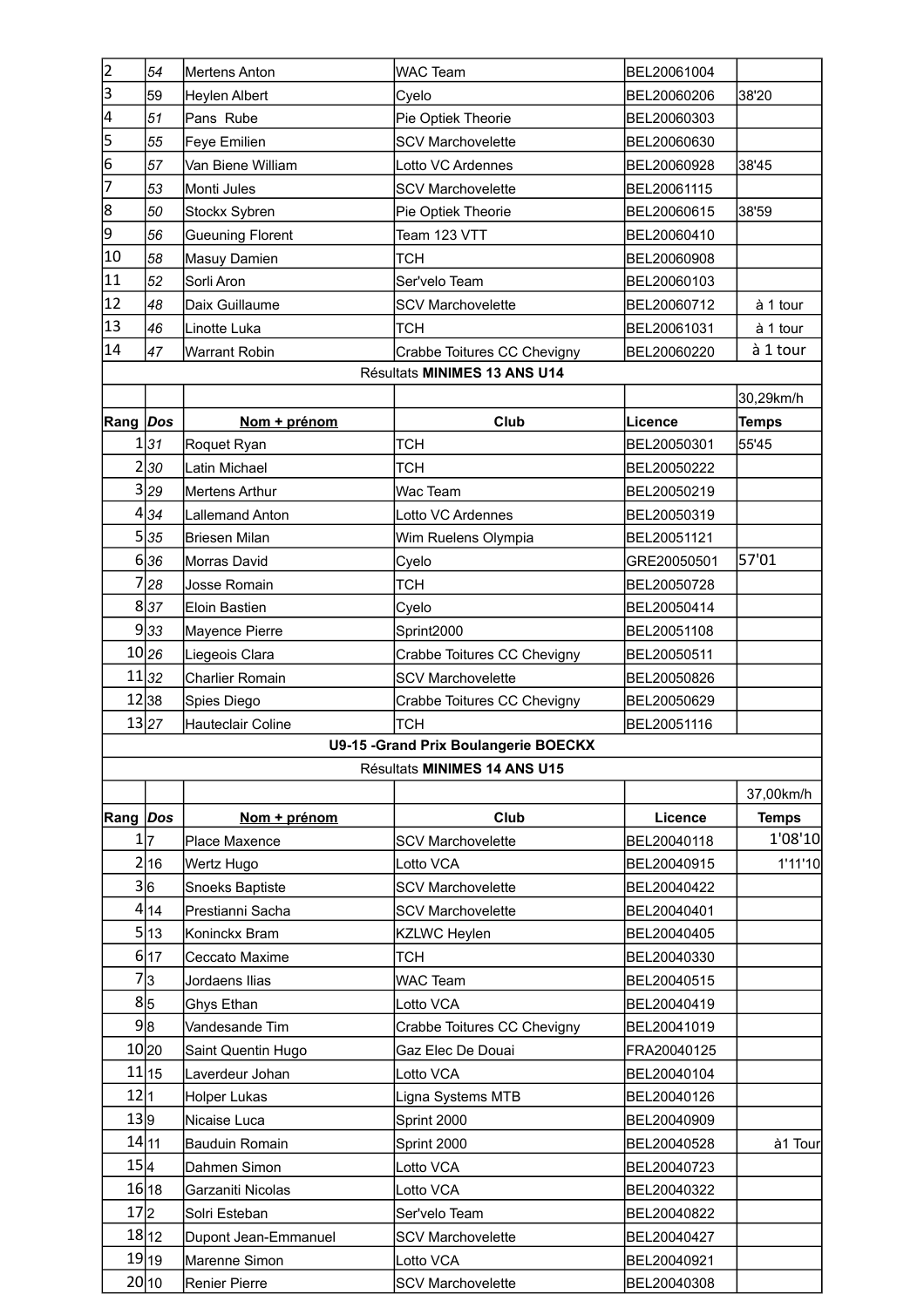| | | | | | |
|---|---|---|---|---|---|
| 2 | 54 | Mertens Anton | WAC Team | BEL20061004 | |
| 3 | 59 | Heylen Albert | Cyelo | BEL20060206 | 38'20 |
| 4 | 51 | Pans Rube | Pie Optiek Theorie | BEL20060303 | |
| 5 | 55 | Feye Emilien | SCV Marchovelette | BEL20060630 | |
| 6 | 57 | Van Biene William | Lotto VC Ardennes | BEL20060928 | 38'45 |
| 7 | 53 | Monti Jules | SCV Marchovelette | BEL20061115 | |
| 8 | 50 | Stockx Sybren | Pie Optiek Theorie | BEL20060615 | 38'59 |
| 9 | 56 | Gueuning Florent | Team 123 VTT | BEL20060410 | |
| 10 | 58 | Masuy Damien | TCH | BEL20060908 | |
| 11 | 52 | Sorli Aron | Ser'velo Team | BEL20060103 | |
| 12 | 48 | Daix Guillaume | SCV Marchovelette | BEL20060712 | à 1 tour |
| 13 | 46 | Linotte Luka | TCH | BEL20061031 | à 1 tour |
| 14 | 47 | Warrant Robin | Crabbe Toitures CC Chevigny | BEL20060220 | à 1 tour |

Résultats **MINIMES 13 ANS U14**

| Rang | Dos | Nom + prénom | Club | Licence | Temps |
|---|---|---|---|---|---|
| | | | | | 30,29km/h |
| 1 | 31 | Roquet Ryan | TCH | BEL20050301 | 55'45 |
| 2 | 30 | Latin Michael | TCH | BEL20050222 | |
| 3 | 29 | Mertens Arthur | Wac Team | BEL20050219 | |
| 4 | 34 | Lallemand Anton | Lotto VC Ardennes | BEL20050319 | |
| 5 | 35 | Briesen Milan | Wim Ruelens Olympia | BEL20051121 | |
| 6 | 36 | Morras David | Cyelo | GRE20050501 | 57'01 |
| 7 | 28 | Josse Romain | TCH | BEL20050728 | |
| 8 | 37 | Eloin Bastien | Cyelo | BEL20050414 | |
| 9 | 33 | Mayence Pierre | Sprint2000 | BEL20051108 | |
| 10 | 26 | Liegeois Clara | Crabbe Toitures CC Chevigny | BEL20050511 | |
| 11 | 32 | Charlier Romain | SCV Marchovelette | BEL20050826 | |
| 12 | 38 | Spies Diego | Crabbe Toitures CC Chevigny | BEL20050629 | |
| 13 | 27 | Hauteclair Coline | TCH | BEL20051116 | |

**U9-15 -Grand Prix Boulangerie BOECKX**

Résultats **MINIMES 14 ANS U15**

| Rang | Dos | Nom + prénom | Club | Licence | Temps |
|---|---|---|---|---|---|
| | | | | | 37,00km/h |
| 1 | 7 | Place Maxence | SCV Marchovelette | BEL20040118 | 1'08'10 |
| 2 | 16 | Wertz Hugo | Lotto VCA | BEL20040915 | 1'11'10 |
| 3 | 6 | Snoeks Baptiste | SCV Marchovelette | BEL20040422 | |
| 4 | 14 | Prestianni Sacha | SCV Marchovelette | BEL20040401 | |
| 5 | 13 | Koninckx Bram | KZLWC Heylen | BEL20040405 | |
| 6 | 17 | Ceccato Maxime | TCH | BEL20040330 | |
| 7 | 3 | Jordaens Ilias | WAC Team | BEL20040515 | |
| 8 | 5 | Ghys Ethan | Lotto VCA | BEL20040419 | |
| 9 | 8 | Vandesande Tim | Crabbe Toitures CC Chevigny | BEL20041019 | |
| 10 | 20 | Saint Quentin Hugo | Gaz Elec De Douai | FRA20040125 | |
| 11 | 15 | Laverdeur Johan | Lotto VCA | BEL20040104 | |
| 12 | 1 | Holper Lukas | Ligna Systems MTB | BEL20040126 | |
| 13 | 9 | Nicaise Luca | Sprint 2000 | BEL20040909 | |
| 14 | 11 | Bauduin Romain | Sprint 2000 | BEL20040528 | à1 Tour |
| 15 | 4 | Dahmen Simon | Lotto VCA | BEL20040723 | |
| 16 | 18 | Garzaniti Nicolas | Lotto VCA | BEL20040322 | |
| 17 | 2 | Solri Esteban | Ser'velo Team | BEL20040822 | |
| 18 | 12 | Dupont Jean-Emmanuel | SCV Marchovelette | BEL20040427 | |
| 19 | 19 | Marenne Simon | Lotto VCA | BEL20040921 | |
| 20 | 10 | Renier Pierre | SCV Marchovelette | BEL20040308 | |